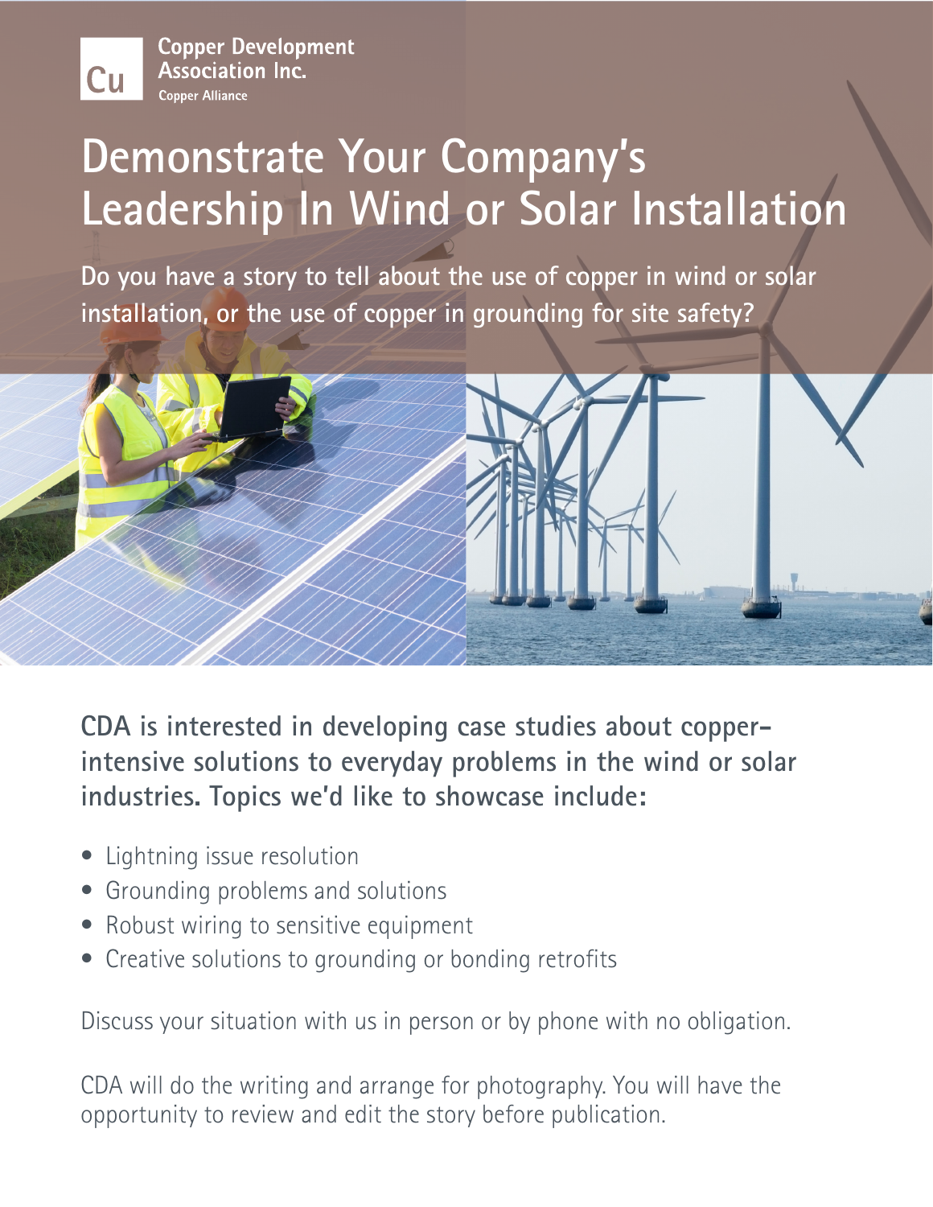Copper Development Association Inc.
Copper Alliance

# Demonstrate Your Company's Leadership In Wind or Solar Installation

**Do you have a story to tell about the use of copper in wind or solar installation, or the use of copper in grounding for site safety?**

**CDA is interested in developing case studies about copper-intensive solutions to everyday problems in the wind or solar industries. Topics we'd like to showcase include:**

- Lightning issue resolution
- Grounding problems and solutions
- Robust wiring to sensitive equipment
- Creative solutions to grounding or bonding retrofits

Discuss your situation with us in person or by phone with no obligation.

CDA will do the writing and arrange for photography. You will have the opportunity to review and edit the story before publication.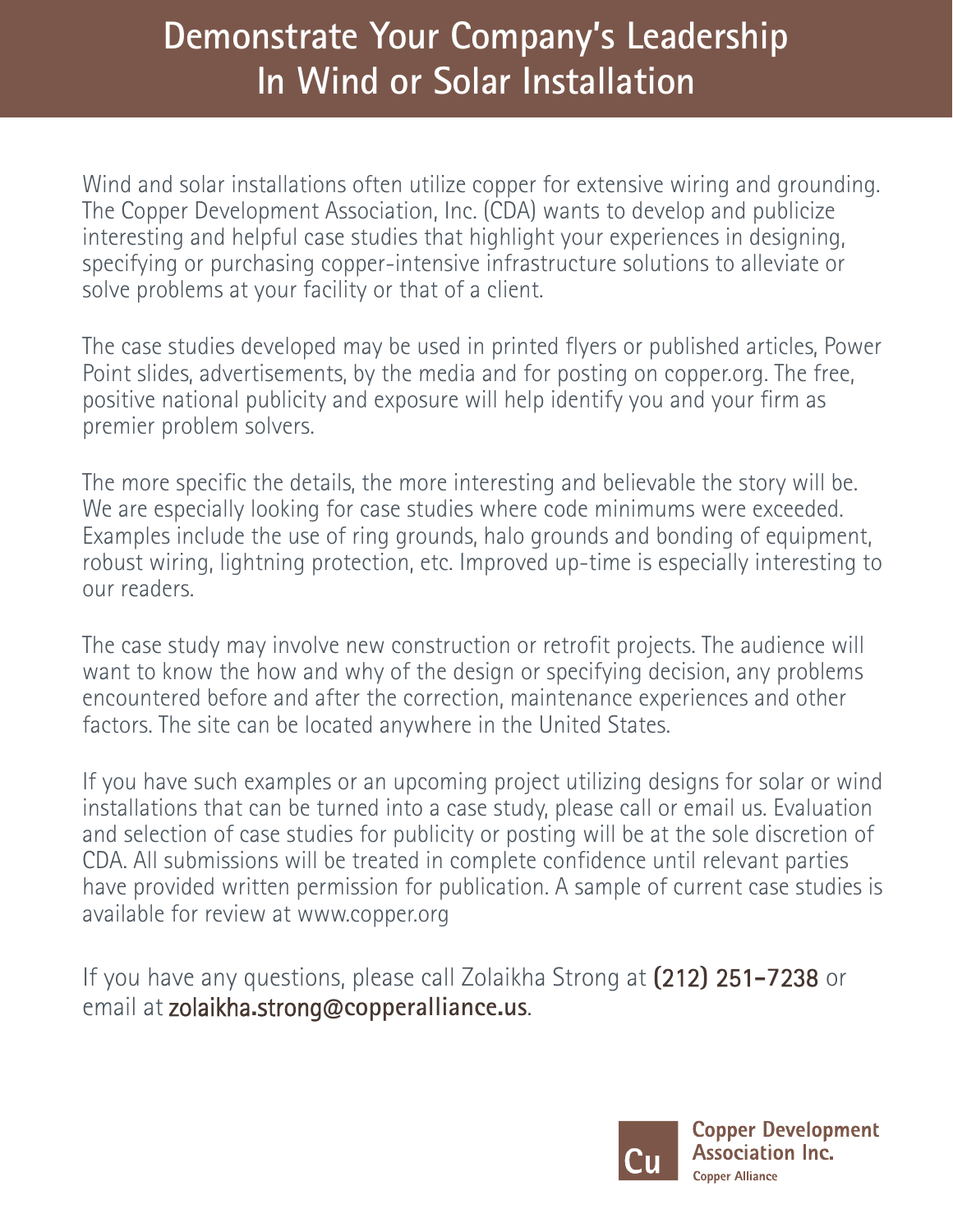# Demonstrate Your Company's Leadership In Wind or Solar Installation

Wind and solar installations often utilize copper for extensive wiring and grounding. The Copper Development Association, Inc. (CDA) wants to develop and publicize interesting and helpful case studies that highlight your experiences in designing, specifying or purchasing copper-intensive infrastructure solutions to alleviate or solve problems at your facility or that of a client.

The case studies developed may be used in printed flyers or published articles, Power Point slides, advertisements, by the media and for posting on copper.org. The free, positive national publicity and exposure will help identify you and your firm as premier problem solvers.

The more specific the details, the more interesting and believable the story will be. We are especially looking for case studies where code minimums were exceeded. Examples include the use of ring grounds, halo grounds and bonding of equipment, robust wiring, lightning protection, etc. Improved up-time is especially interesting to our readers.

The case study may involve new construction or retrofit projects. The audience will want to know the how and why of the design or specifying decision, any problems encountered before and after the correction, maintenance experiences and other factors. The site can be located anywhere in the United States.

If you have such examples or an upcoming project utilizing designs for solar or wind installations that can be turned into a case study, please call or email us. Evaluation and selection of case studies for publicity or posting will be at the sole discretion of CDA. All submissions will be treated in complete confidence until relevant parties have provided written permission for publication. A sample of current case studies is available for review at www.copper.org

If you have any questions, please call Zolaikha Strong at (212) 251-7238 or email at zolaikha.strong@copperalliance.us.

Cu Copper Development Association Inc.
Copper Alliance